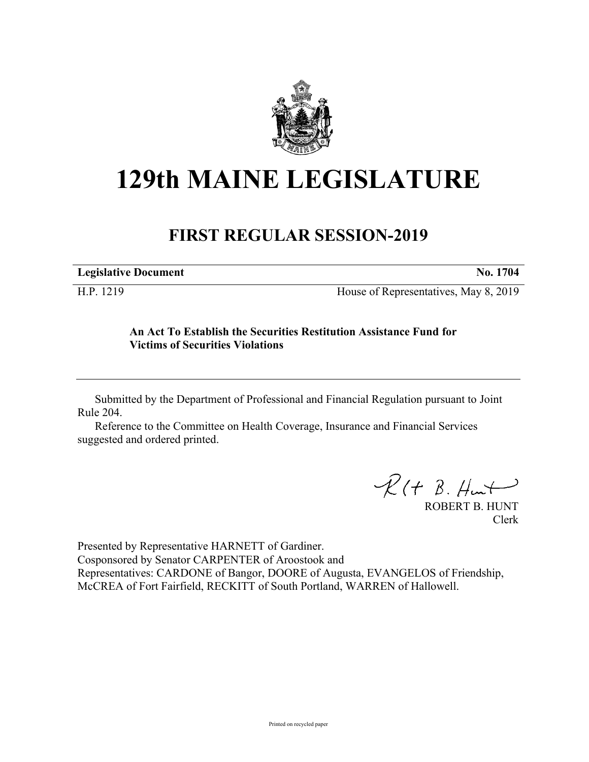# 129th MAINE LEGISLATURE

## FIRST REGULAR SESSION-2019

| **Legislative Document** | **No. 1704** |
|---|---|
| H.P. 1219 | House of Representatives, May 8, 2019 |

**An Act To Establish the Securities Restitution Assistance Fund for Victims of Securities Violations**

Submitted by the Department of Professional and Financial Regulation pursuant to Joint Rule 204.

Reference to the Committee on Health Coverage, Insurance and Financial Services suggested and ordered printed.

ROBERT B. HUNT
Clerk

Presented by Representative HARNETT of Gardiner.
Cosponsored by Senator CARPENTER of Aroostook and
Representatives: CARDONE of Bangor, DOORE of Augusta, EVANGELOS of Friendship, McCREA of Fort Fairfield, RECKITT of South Portland, WARREN of Hallowell.

Printed on recycled paper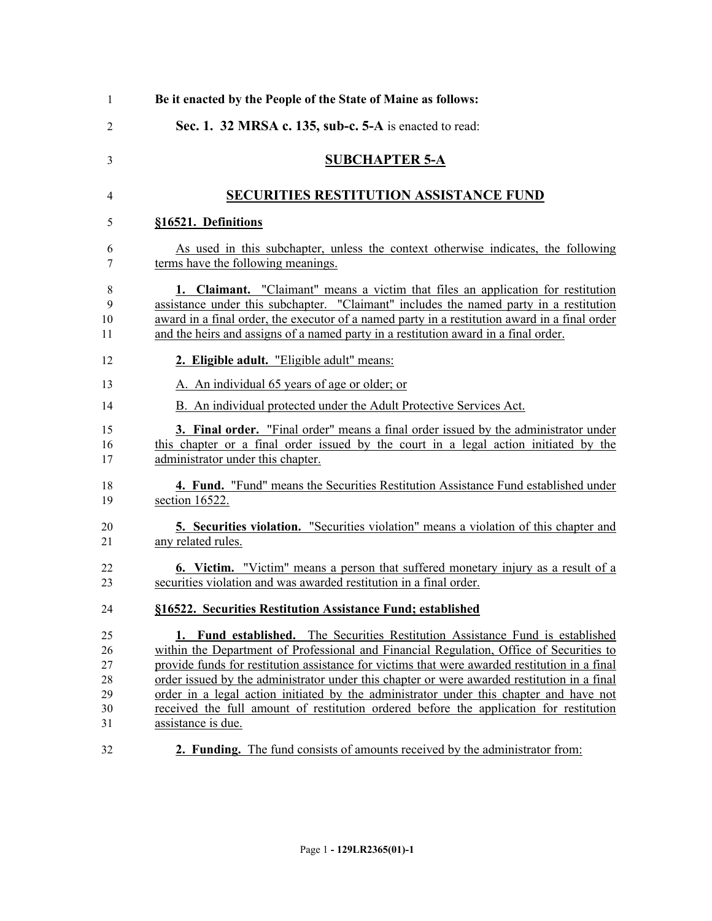**Be it enacted by the People of the State of Maine as follows:**

**Sec. 1. 32 MRSA c. 135, sub-c. 5-A** is enacted to read:

## SUBCHAPTER 5-A

## SECURITIES RESTITUTION ASSISTANCE FUND

### §16521. Definitions

As used in this subchapter, unless the context otherwise indicates, the following terms have the following meanings.

**1. Claimant.** "Claimant" means a victim that files an application for restitution assistance under this subchapter. "Claimant" includes the named party in a restitution award in a final order, the executor of a named party in a restitution award in a final order and the heirs and assigns of a named party in a restitution award in a final order.

**2. Eligible adult.** "Eligible adult" means:

A. An individual 65 years of age or older; or

B. An individual protected under the Adult Protective Services Act.

**3. Final order.** "Final order" means a final order issued by the administrator under this chapter or a final order issued by the court in a legal action initiated by the administrator under this chapter.

**4. Fund.** "Fund" means the Securities Restitution Assistance Fund established under section 16522.

**5. Securities violation.** "Securities violation" means a violation of this chapter and any related rules.

**6. Victim.** "Victim" means a person that suffered monetary injury as a result of a securities violation and was awarded restitution in a final order.

### §16522. Securities Restitution Assistance Fund; established

**1. Fund established.** The Securities Restitution Assistance Fund is established within the Department of Professional and Financial Regulation, Office of Securities to provide funds for restitution assistance for victims that were awarded restitution in a final order issued by the administrator under this chapter or were awarded restitution in a final order in a legal action initiated by the administrator under this chapter and have not received the full amount of restitution ordered before the application for restitution assistance is due.

**2. Funding.** The fund consists of amounts received by the administrator from: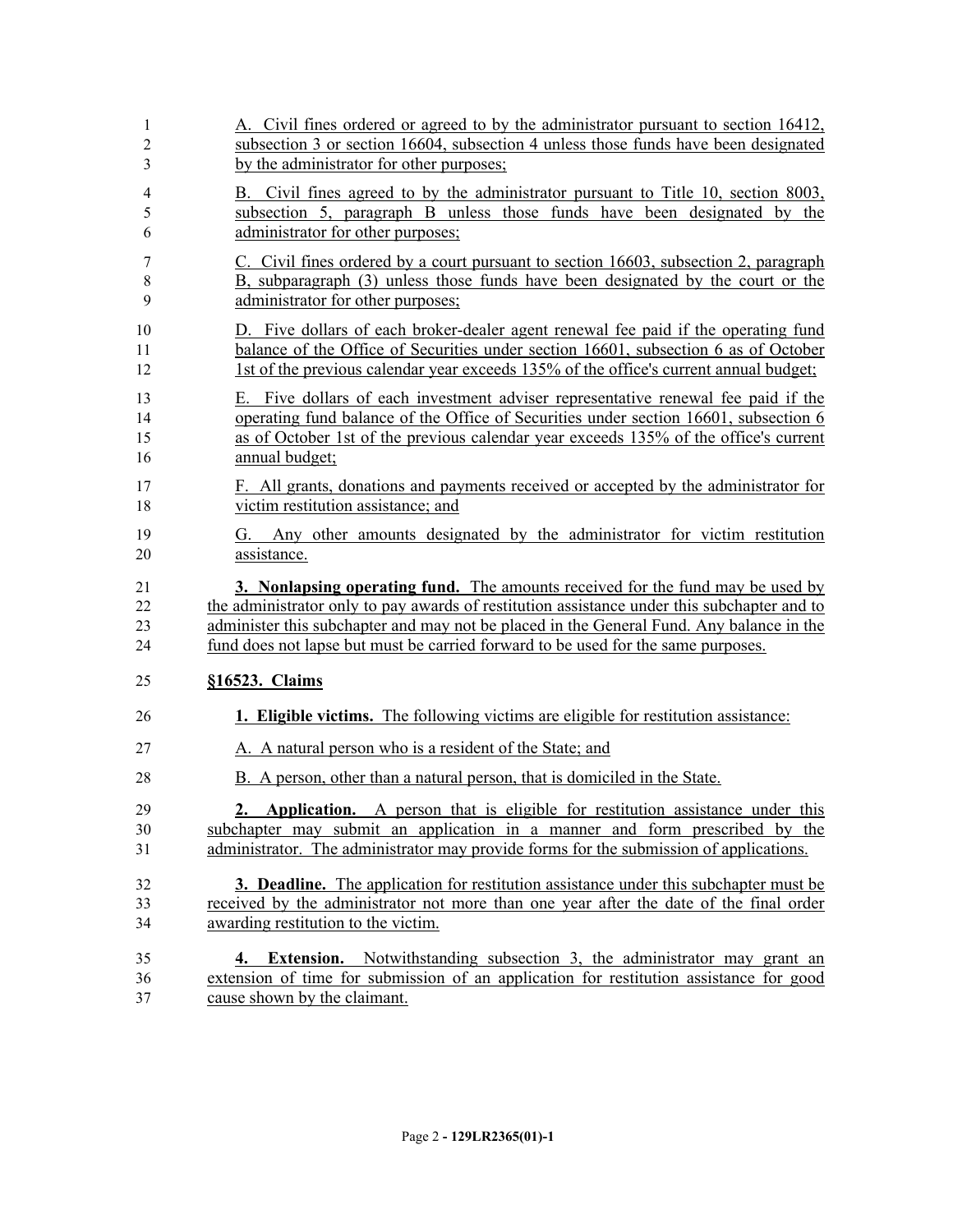A. Civil fines ordered or agreed to by the administrator pursuant to section 16412, subsection 3 or section 16604, subsection 4 unless those funds have been designated by the administrator for other purposes;

B. Civil fines agreed to by the administrator pursuant to Title 10, section 8003, subsection 5, paragraph B unless those funds have been designated by the administrator for other purposes;

C. Civil fines ordered by a court pursuant to section 16603, subsection 2, paragraph B, subparagraph (3) unless those funds have been designated by the court or the administrator for other purposes;

D. Five dollars of each broker-dealer agent renewal fee paid if the operating fund balance of the Office of Securities under section 16601, subsection 6 as of October 1st of the previous calendar year exceeds 135% of the office's current annual budget;

E. Five dollars of each investment adviser representative renewal fee paid if the operating fund balance of the Office of Securities under section 16601, subsection 6 as of October 1st of the previous calendar year exceeds 135% of the office's current annual budget;

F. All grants, donations and payments received or accepted by the administrator for victim restitution assistance; and

G. Any other amounts designated by the administrator for victim restitution assistance.

**3. Nonlapsing operating fund.** The amounts received for the fund may be used by the administrator only to pay awards of restitution assistance under this subchapter and to administer this subchapter and may not be placed in the General Fund. Any balance in the fund does not lapse but must be carried forward to be used for the same purposes.

**§16523. Claims**

**1. Eligible victims.** The following victims are eligible for restitution assistance:

A. A natural person who is a resident of the State; and

B. A person, other than a natural person, that is domiciled in the State.

**2. Application.** A person that is eligible for restitution assistance under this subchapter may submit an application in a manner and form prescribed by the administrator. The administrator may provide forms for the submission of applications.

**3. Deadline.** The application for restitution assistance under this subchapter must be received by the administrator not more than one year after the date of the final order awarding restitution to the victim.

**4. Extension.** Notwithstanding subsection 3, the administrator may grant an extension of time for submission of an application for restitution assistance for good cause shown by the claimant.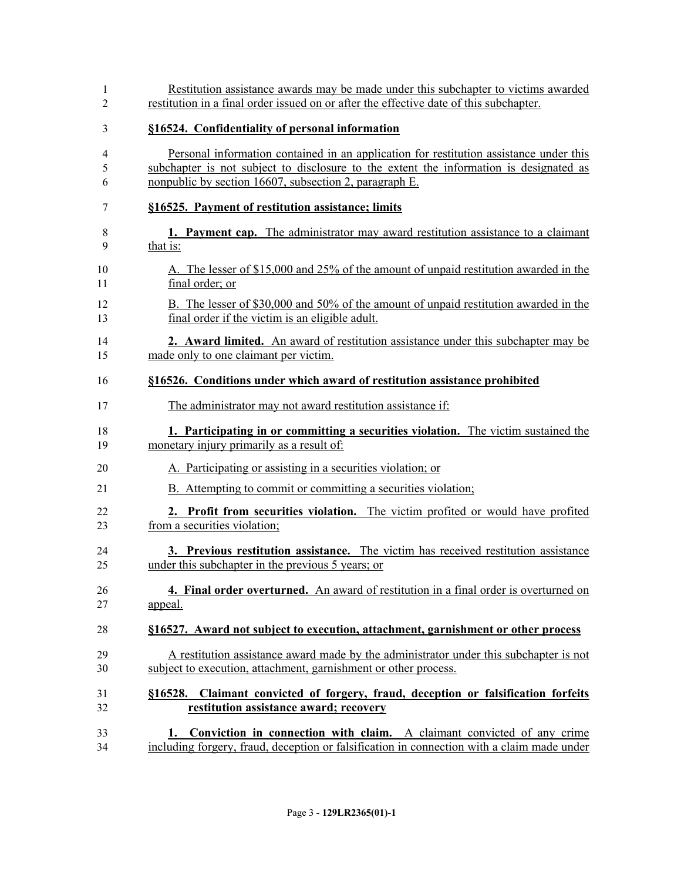Restitution assistance awards may be made under this subchapter to victims awarded restitution in a final order issued on or after the effective date of this subchapter.

**§16524. Confidentiality of personal information**

Personal information contained in an application for restitution assistance under this subchapter is not subject to disclosure to the extent the information is designated as nonpublic by section 16607, subsection 2, paragraph E.

**§16525. Payment of restitution assistance; limits**

**1. Payment cap.** The administrator may award restitution assistance to a claimant that is:

A. The lesser of $15,000 and 25% of the amount of unpaid restitution awarded in the final order; or

B. The lesser of $30,000 and 50% of the amount of unpaid restitution awarded in the final order if the victim is an eligible adult.

**2. Award limited.** An award of restitution assistance under this subchapter may be made only to one claimant per victim.

**§16526. Conditions under which award of restitution assistance prohibited**

The administrator may not award restitution assistance if:

**1. Participating in or committing a securities violation.** The victim sustained the monetary injury primarily as a result of:

A. Participating or assisting in a securities violation; or

B. Attempting to commit or committing a securities violation;

**2. Profit from securities violation.** The victim profited or would have profited from a securities violation;

**3. Previous restitution assistance.** The victim has received restitution assistance under this subchapter in the previous 5 years; or

**4. Final order overturned.** An award of restitution in a final order is overturned on appeal.

**§16527. Award not subject to execution, attachment, garnishment or other process**

A restitution assistance award made by the administrator under this subchapter is not subject to execution, attachment, garnishment or other process.

**§16528. Claimant convicted of forgery, fraud, deception or falsification forfeits restitution assistance award; recovery**

**1. Conviction in connection with claim.** A claimant convicted of any crime including forgery, fraud, deception or falsification in connection with a claim made under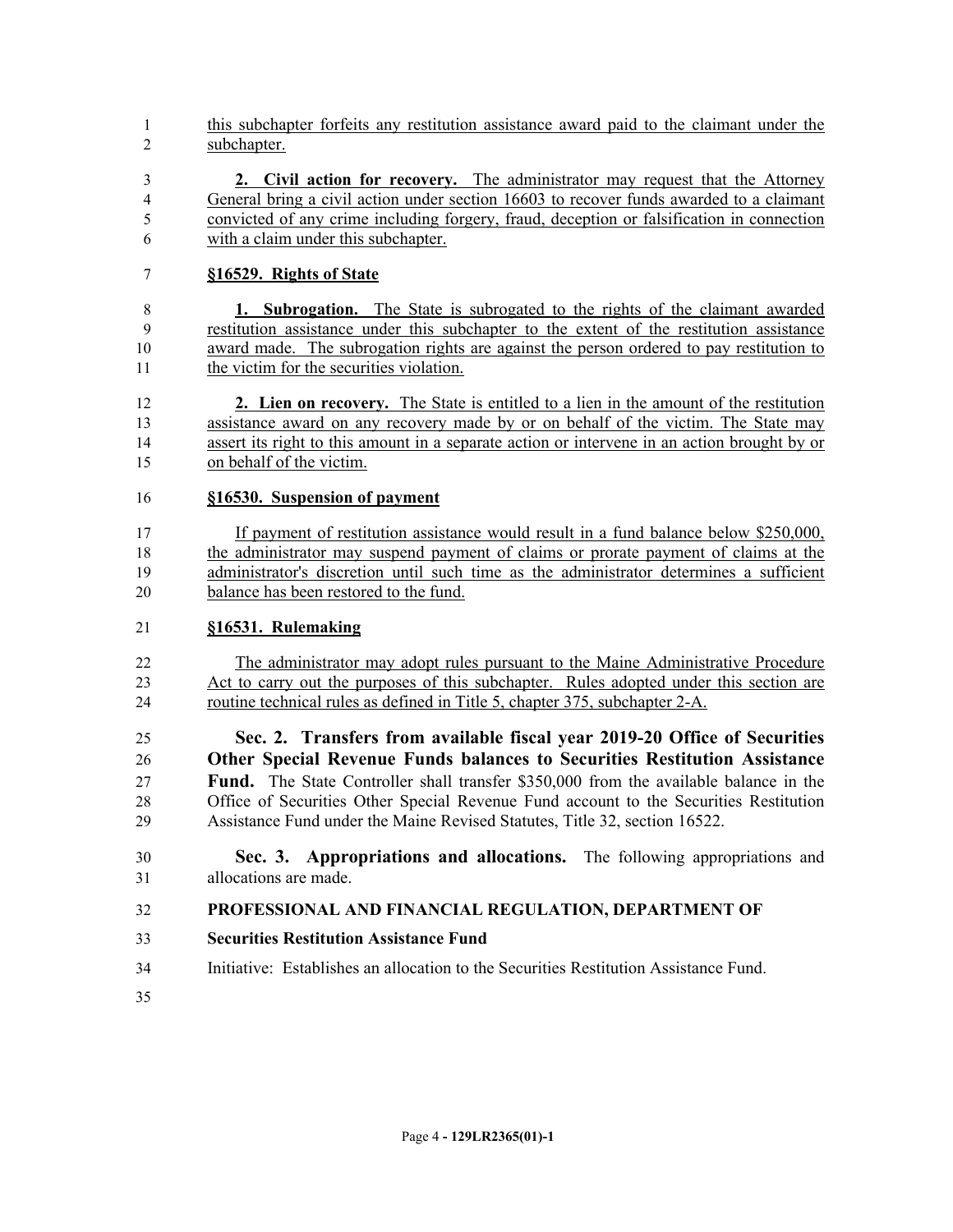this subchapter forfeits any restitution assistance award paid to the claimant under the subchapter.

**2. Civil action for recovery.** The administrator may request that the Attorney General bring a civil action under section 16603 to recover funds awarded to a claimant convicted of any crime including forgery, fraud, deception or falsification in connection with a claim under this subchapter.

**§16529. Rights of State**

**1. Subrogation.** The State is subrogated to the rights of the claimant awarded restitution assistance under this subchapter to the extent of the restitution assistance award made. The subrogation rights are against the person ordered to pay restitution to the victim for the securities violation.

**2. Lien on recovery.** The State is entitled to a lien in the amount of the restitution assistance award on any recovery made by or on behalf of the victim. The State may assert its right to this amount in a separate action or intervene in an action brought by or on behalf of the victim.

**§16530. Suspension of payment**

If payment of restitution assistance would result in a fund balance below $250,000, the administrator may suspend payment of claims or prorate payment of claims at the administrator's discretion until such time as the administrator determines a sufficient balance has been restored to the fund.

**§16531. Rulemaking**

The administrator may adopt rules pursuant to the Maine Administrative Procedure Act to carry out the purposes of this subchapter. Rules adopted under this section are routine technical rules as defined in Title 5, chapter 375, subchapter 2-A.

**Sec. 2. Transfers from available fiscal year 2019-20 Office of Securities Other Special Revenue Funds balances to Securities Restitution Assistance Fund.** The State Controller shall transfer $350,000 from the available balance in the Office of Securities Other Special Revenue Fund account to the Securities Restitution Assistance Fund under the Maine Revised Statutes, Title 32, section 16522.

**Sec. 3. Appropriations and allocations.** The following appropriations and allocations are made.

**PROFESSIONAL AND FINANCIAL REGULATION, DEPARTMENT OF**

**Securities Restitution Assistance Fund**

Initiative: Establishes an allocation to the Securities Restitution Assistance Fund.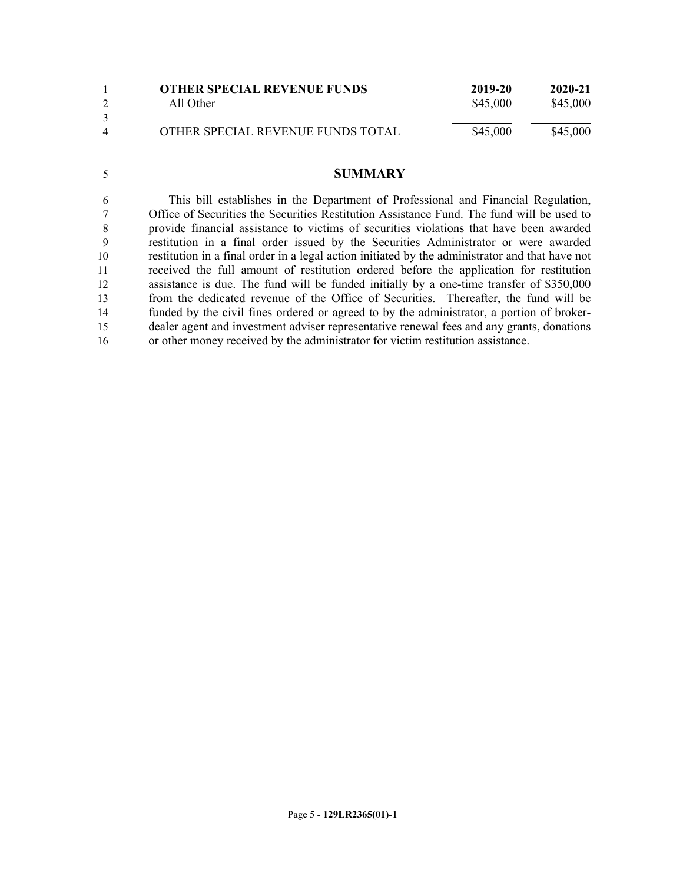| OTHER SPECIAL REVENUE FUNDS | 2019-20 | 2020-21 |
|---|---|---|
| All Other | $45,000 | $45,000 |
| OTHER SPECIAL REVENUE FUNDS TOTAL | $45,000 | $45,000 |

## SUMMARY

This bill establishes in the Department of Professional and Financial Regulation, Office of Securities the Securities Restitution Assistance Fund. The fund will be used to provide financial assistance to victims of securities violations that have been awarded restitution in a final order issued by the Securities Administrator or were awarded restitution in a final order in a legal action initiated by the administrator and that have not received the full amount of restitution ordered before the application for restitution assistance is due. The fund will be funded initially by a one-time transfer of $350,000 from the dedicated revenue of the Office of Securities. Thereafter, the fund will be funded by the civil fines ordered or agreed to by the administrator, a portion of broker-dealer agent and investment adviser representative renewal fees and any grants, donations or other money received by the administrator for victim restitution assistance.